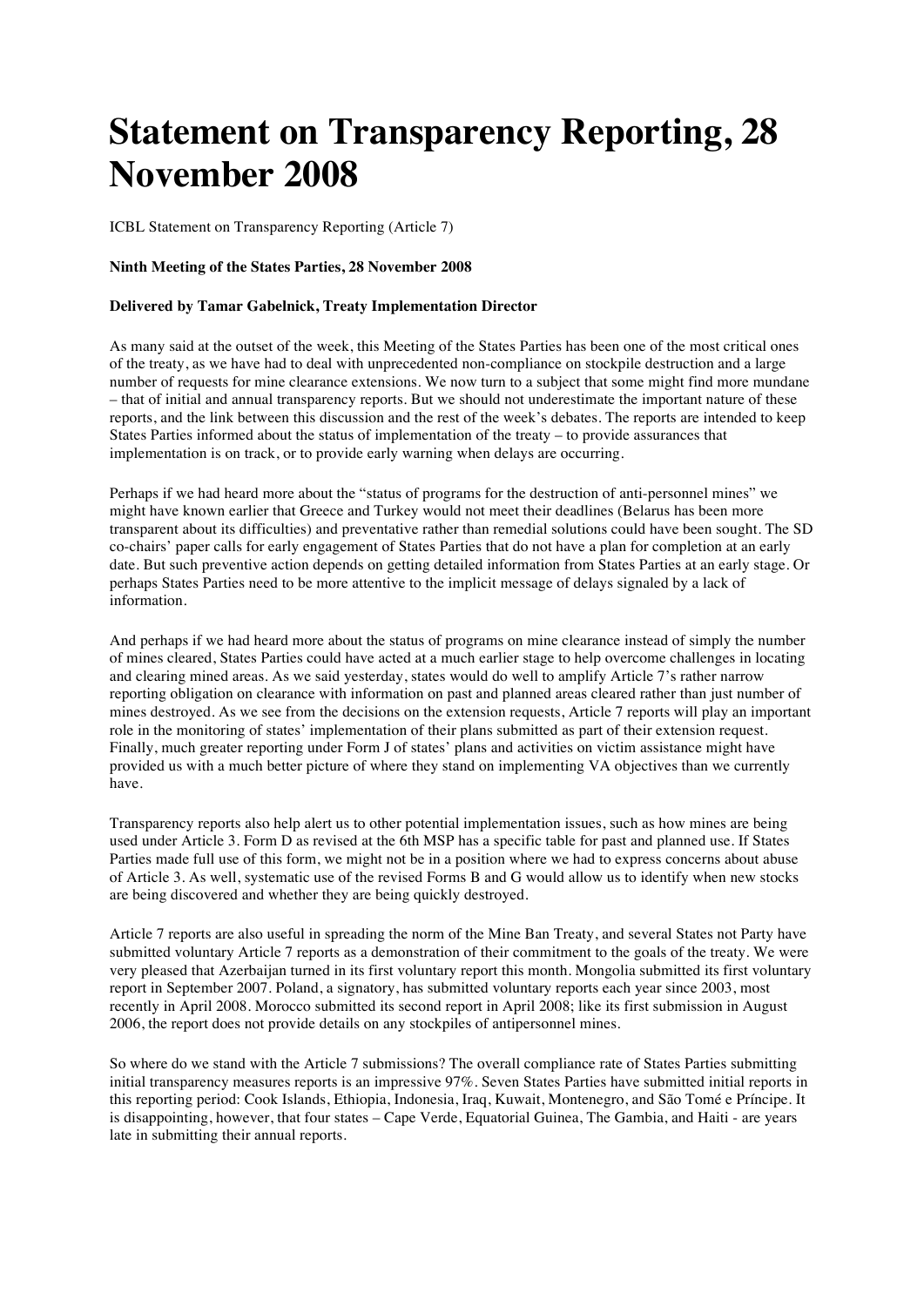# Statement on Transparency Reporting, 28 November 2008

ICBL Statement on Transparency Reporting (Article 7)

**Ninth Meeting of the States Parties, 28 November 2008**

**Delivered by Tamar Gabelnick, Treaty Implementation Director**

As many said at the outset of the week, this Meeting of the States Parties has been one of the most critical ones of the treaty, as we have had to deal with unprecedented non-compliance on stockpile destruction and a large number of requests for mine clearance extensions. We now turn to a subject that some might find more mundane – that of initial and annual transparency reports. But we should not underestimate the important nature of these reports, and the link between this discussion and the rest of the week's debates. The reports are intended to keep States Parties informed about the status of implementation of the treaty – to provide assurances that implementation is on track, or to provide early warning when delays are occurring.

Perhaps if we had heard more about the "status of programs for the destruction of anti-personnel mines" we might have known earlier that Greece and Turkey would not meet their deadlines (Belarus has been more transparent about its difficulties) and preventative rather than remedial solutions could have been sought. The SD co-chairs' paper calls for early engagement of States Parties that do not have a plan for completion at an early date. But such preventive action depends on getting detailed information from States Parties at an early stage. Or perhaps States Parties need to be more attentive to the implicit message of delays signaled by a lack of information.

And perhaps if we had heard more about the status of programs on mine clearance instead of simply the number of mines cleared, States Parties could have acted at a much earlier stage to help overcome challenges in locating and clearing mined areas. As we said yesterday, states would do well to amplify Article 7's rather narrow reporting obligation on clearance with information on past and planned areas cleared rather than just number of mines destroyed. As we see from the decisions on the extension requests, Article 7 reports will play an important role in the monitoring of states' implementation of their plans submitted as part of their extension request. Finally, much greater reporting under Form J of states' plans and activities on victim assistance might have provided us with a much better picture of where they stand on implementing VA objectives than we currently have.

Transparency reports also help alert us to other potential implementation issues, such as how mines are being used under Article 3. Form D as revised at the 6th MSP has a specific table for past and planned use. If States Parties made full use of this form, we might not be in a position where we had to express concerns about abuse of Article 3. As well, systematic use of the revised Forms B and G would allow us to identify when new stocks are being discovered and whether they are being quickly destroyed.

Article 7 reports are also useful in spreading the norm of the Mine Ban Treaty, and several States not Party have submitted voluntary Article 7 reports as a demonstration of their commitment to the goals of the treaty. We were very pleased that Azerbaijan turned in its first voluntary report this month. Mongolia submitted its first voluntary report in September 2007. Poland, a signatory, has submitted voluntary reports each year since 2003, most recently in April 2008. Morocco submitted its second report in April 2008; like its first submission in August 2006, the report does not provide details on any stockpiles of antipersonnel mines.

So where do we stand with the Article 7 submissions? The overall compliance rate of States Parties submitting initial transparency measures reports is an impressive 97%. Seven States Parties have submitted initial reports in this reporting period: Cook Islands, Ethiopia, Indonesia, Iraq, Kuwait, Montenegro, and São Tomé e Príncipe. It is disappointing, however, that four states – Cape Verde, Equatorial Guinea, The Gambia, and Haiti - are years late in submitting their annual reports.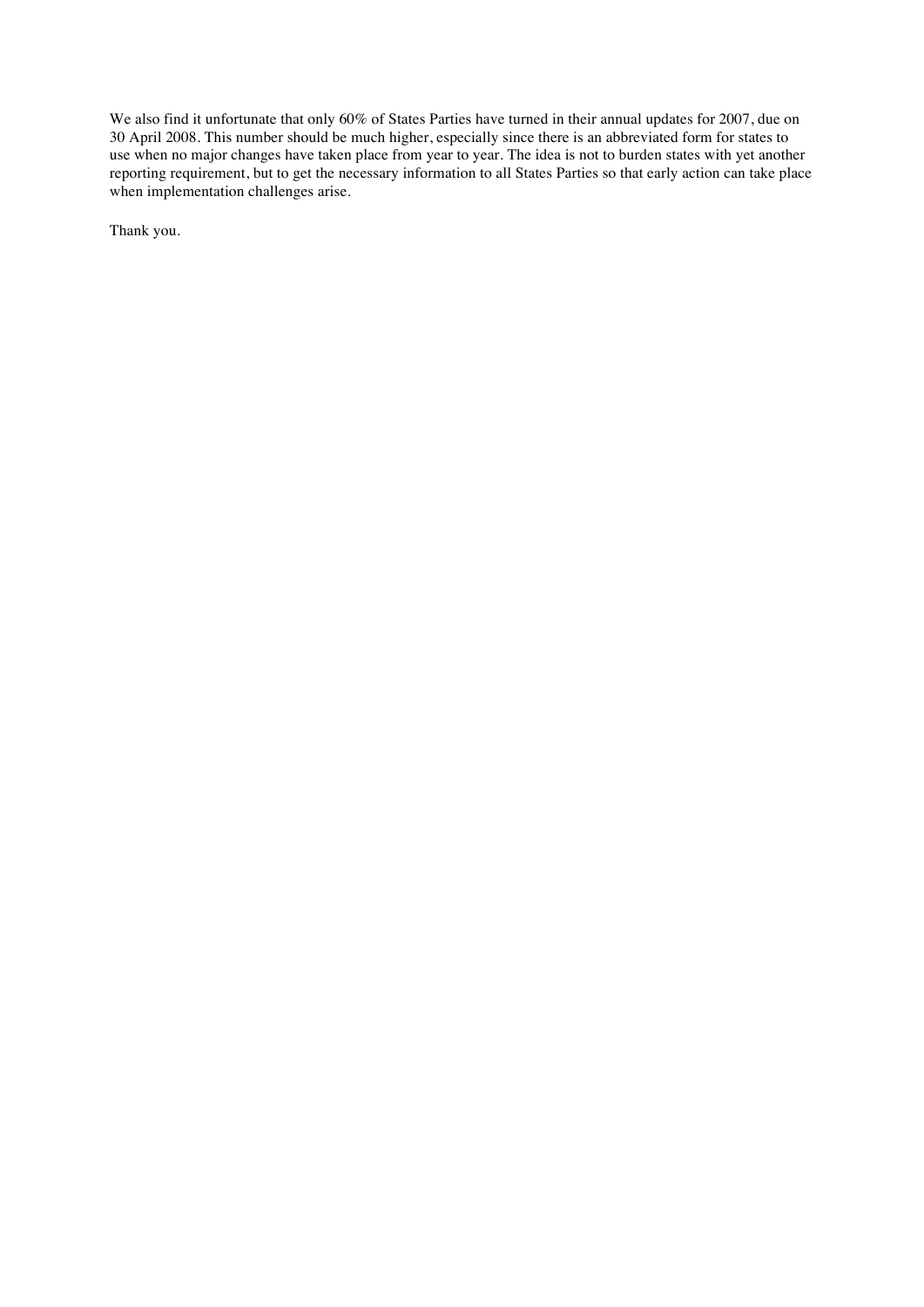We also find it unfortunate that only 60% of States Parties have turned in their annual updates for 2007, due on 30 April 2008. This number should be much higher, especially since there is an abbreviated form for states to use when no major changes have taken place from year to year. The idea is not to burden states with yet another reporting requirement, but to get the necessary information to all States Parties so that early action can take place when implementation challenges arise.

Thank you.